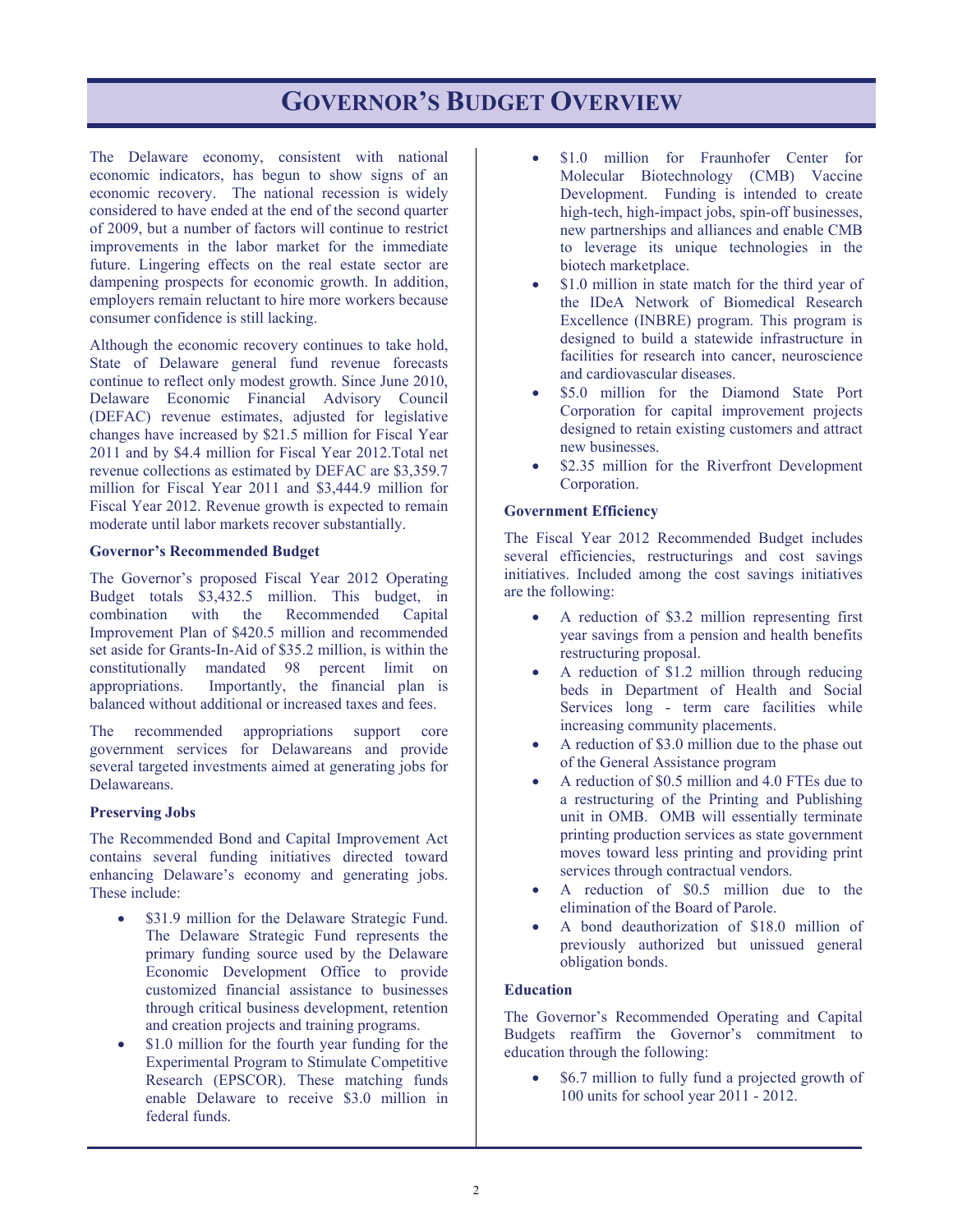# GOVERNOR'S BUDGET OVERVIEW

The Delaware economy, consistent with national economic indicators, has begun to show signs of an economic recovery. The national recession is widely considered to have ended at the end of the second quarter of 2009, but a number of factors will continue to restrict improvements in the labor market for the immediate future. Lingering effects on the real estate sector are dampening prospects for economic growth. In addition, employers remain reluctant to hire more workers because consumer confidence is still lacking.

Although the economic recovery continues to take hold, State of Delaware general fund revenue forecasts continue to reflect only modest growth. Since June 2010, Delaware Economic Financial Advisory Council (DEFAC) revenue estimates, adjusted for legislative changes have increased by $21.5 million for Fiscal Year 2011 and by $4.4 million for Fiscal Year 2012.Total net revenue collections as estimated by DEFAC are $3,359.7 million for Fiscal Year 2011 and $3,444.9 million for Fiscal Year 2012. Revenue growth is expected to remain moderate until labor markets recover substantially.

**Governor's Recommended Budget**

The Governor's proposed Fiscal Year 2012 Operating Budget totals $3,432.5 million. This budget, in combination with the Recommended Capital Improvement Plan of $420.5 million and recommended set aside for Grants-In-Aid of $35.2 million, is within the constitutionally mandated 98 percent limit on appropriations. Importantly, the financial plan is balanced without additional or increased taxes and fees.

The recommended appropriations support core government services for Delawareans and provide several targeted investments aimed at generating jobs for Delawareans.

**Preserving Jobs**

The Recommended Bond and Capital Improvement Act contains several funding initiatives directed toward enhancing Delaware's economy and generating jobs. These include:

- $31.9 million for the Delaware Strategic Fund. The Delaware Strategic Fund represents the primary funding source used by the Delaware Economic Development Office to provide customized financial assistance to businesses through critical business development, retention and creation projects and training programs.
- $1.0 million for the fourth year funding for the Experimental Program to Stimulate Competitive Research (EPSCOR). These matching funds enable Delaware to receive $3.0 million in federal funds.
- $1.0 million for Fraunhofer Center for Molecular Biotechnology (CMB) Vaccine Development. Funding is intended to create high-tech, high-impact jobs, spin-off businesses, new partnerships and alliances and enable CMB to leverage its unique technologies in the biotech marketplace.
- $1.0 million in state match for the third year of the IDeA Network of Biomedical Research Excellence (INBRE) program. This program is designed to build a statewide infrastructure in facilities for research into cancer, neuroscience and cardiovascular diseases.
- $5.0 million for the Diamond State Port Corporation for capital improvement projects designed to retain existing customers and attract new businesses.
- $2.35 million for the Riverfront Development Corporation.

**Government Efficiency**

The Fiscal Year 2012 Recommended Budget includes several efficiencies, restructurings and cost savings initiatives. Included among the cost savings initiatives are the following:

- A reduction of $3.2 million representing first year savings from a pension and health benefits restructuring proposal.
- A reduction of $1.2 million through reducing beds in Department of Health and Social Services long - term care facilities while increasing community placements.
- A reduction of $3.0 million due to the phase out of the General Assistance program
- A reduction of $0.5 million and 4.0 FTEs due to a restructuring of the Printing and Publishing unit in OMB. OMB will essentially terminate printing production services as state government moves toward less printing and providing print services through contractual vendors.
- A reduction of $0.5 million due to the elimination of the Board of Parole.
- A bond deauthorization of $18.0 million of previously authorized but unissued general obligation bonds.

**Education**

The Governor's Recommended Operating and Capital Budgets reaffirm the Governor's commitment to education through the following:

- $6.7 million to fully fund a projected growth of 100 units for school year 2011 - 2012.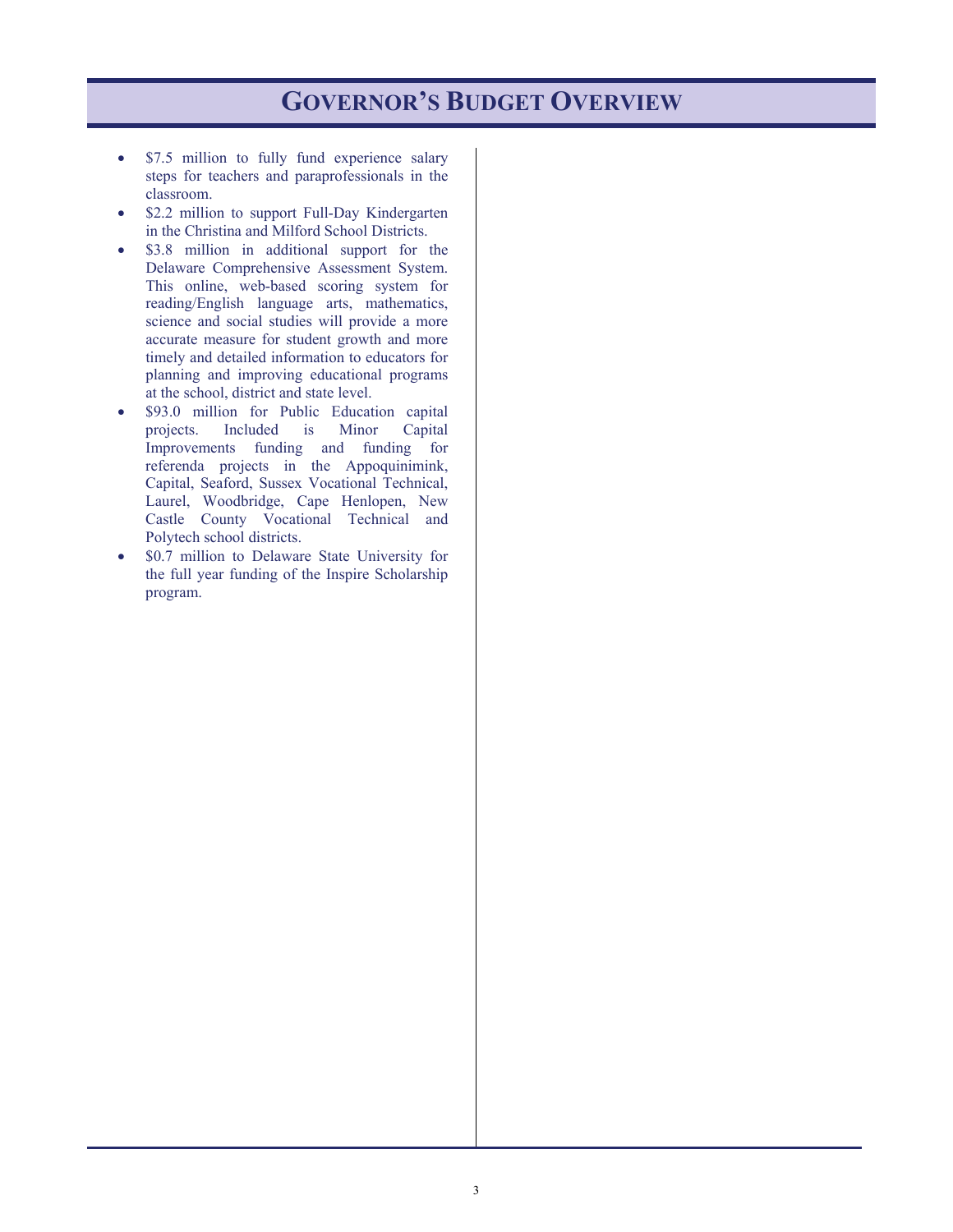- $7.5 million to fully fund experience salary steps for teachers and paraprofessionals in the classroom.
- $2.2 million to support Full-Day Kindergarten in the Christina and Milford School Districts.
- $3.8 million in additional support for the Delaware Comprehensive Assessment System. This online, web-based scoring system for reading/English language arts, mathematics, science and social studies will provide a more accurate measure for student growth and more timely and detailed information to educators for planning and improving educational programs at the school, district and state level.
- $93.0 million for Public Education capital projects. Included is Minor Capital Improvements funding and funding for referenda projects in the Appoquinimink, Capital, Seaford, Sussex Vocational Technical, Laurel, Woodbridge, Cape Henlopen, New Castle County Vocational Technical and Polytech school districts.
- $0.7 million to Delaware State University for the full year funding of the Inspire Scholarship program.